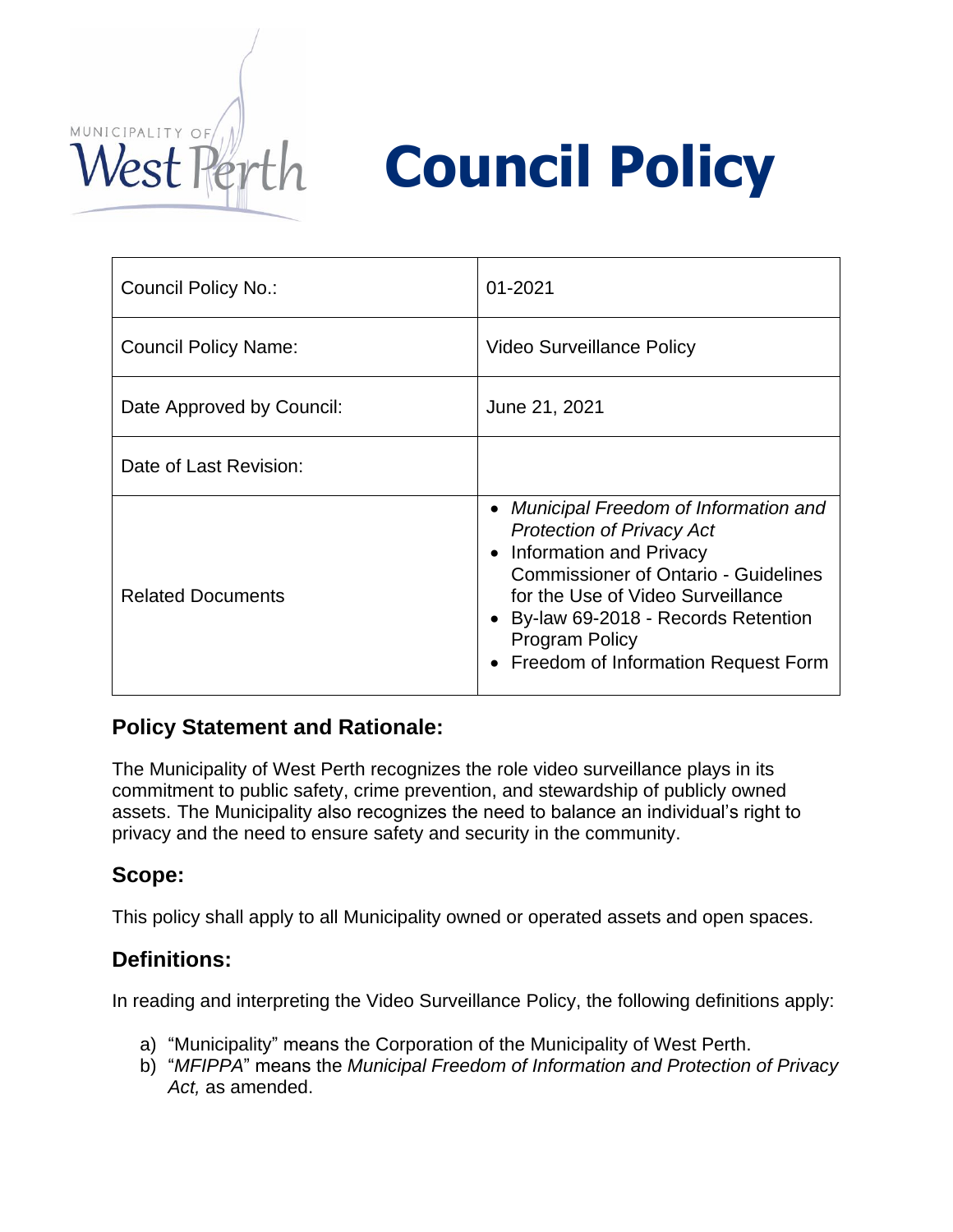# Council Policy

| Council Policy No.: | 01-2021 |
|---|---|
| Council Policy Name: | Video Surveillance Policy |
| Date Approved by Council: | June 21, 2021 |
| Date of Last Revision: | |
| Related Documents | • *Municipal Freedom of Information and Protection of Privacy Act*<br>• Information and Privacy Commissioner of Ontario - Guidelines for the Use of Video Surveillance<br>• By-law 69-2018 - Records Retention Program Policy<br>• Freedom of Information Request Form |

## Policy Statement and Rationale:

The Municipality of West Perth recognizes the role video surveillance plays in its commitment to public safety, crime prevention, and stewardship of publicly owned assets. The Municipality also recognizes the need to balance an individual's right to privacy and the need to ensure safety and security in the community.

## Scope:

This policy shall apply to all Municipality owned or operated assets and open spaces.

## Definitions:

In reading and interpreting the Video Surveillance Policy, the following definitions apply:

a) "Municipality" means the Corporation of the Municipality of West Perth.
b) "*MFIPPA*" means the *Municipal Freedom of Information and Protection of Privacy Act,* as amended.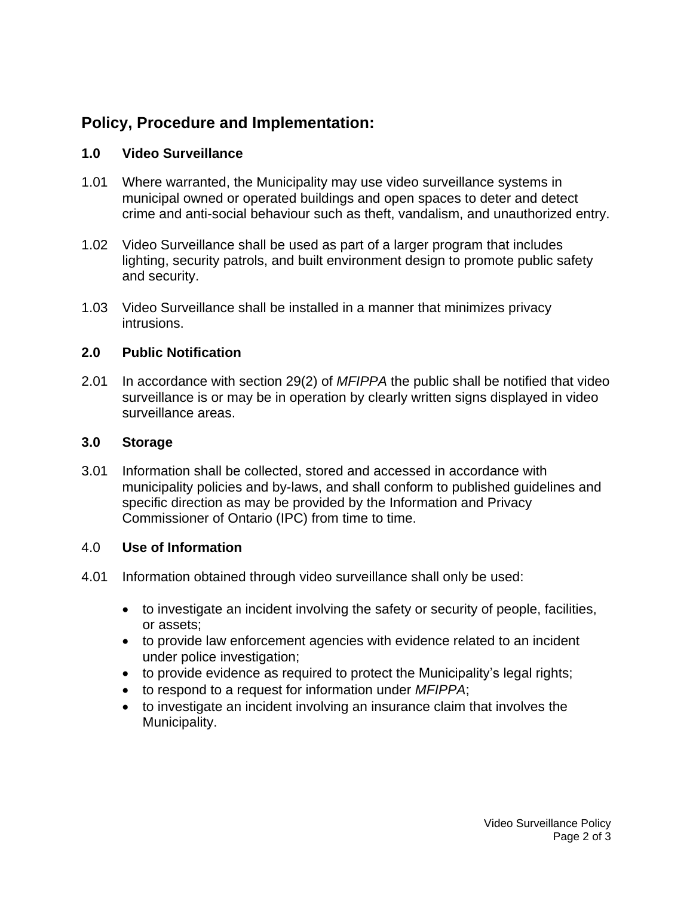## Policy, Procedure and Implementation:

### 1.0 Video Surveillance

1.01 Where warranted, the Municipality may use video surveillance systems in municipal owned or operated buildings and open spaces to deter and detect crime and anti-social behaviour such as theft, vandalism, and unauthorized entry.

1.02 Video Surveillance shall be used as part of a larger program that includes lighting, security patrols, and built environment design to promote public safety and security.

1.03 Video Surveillance shall be installed in a manner that minimizes privacy intrusions.

### 2.0 Public Notification

2.01 In accordance with section 29(2) of *MFIPPA* the public shall be notified that video surveillance is or may be in operation by clearly written signs displayed in video surveillance areas.

### 3.0 Storage

3.01 Information shall be collected, stored and accessed in accordance with municipality policies and by-laws, and shall conform to published guidelines and specific direction as may be provided by the Information and Privacy Commissioner of Ontario (IPC) from time to time.

### 4.0 Use of Information

4.01 Information obtained through video surveillance shall only be used:

- to investigate an incident involving the safety or security of people, facilities, or assets;
- to provide law enforcement agencies with evidence related to an incident under police investigation;
- to provide evidence as required to protect the Municipality's legal rights;
- to respond to a request for information under *MFIPPA*;
- to investigate an incident involving an insurance claim that involves the Municipality.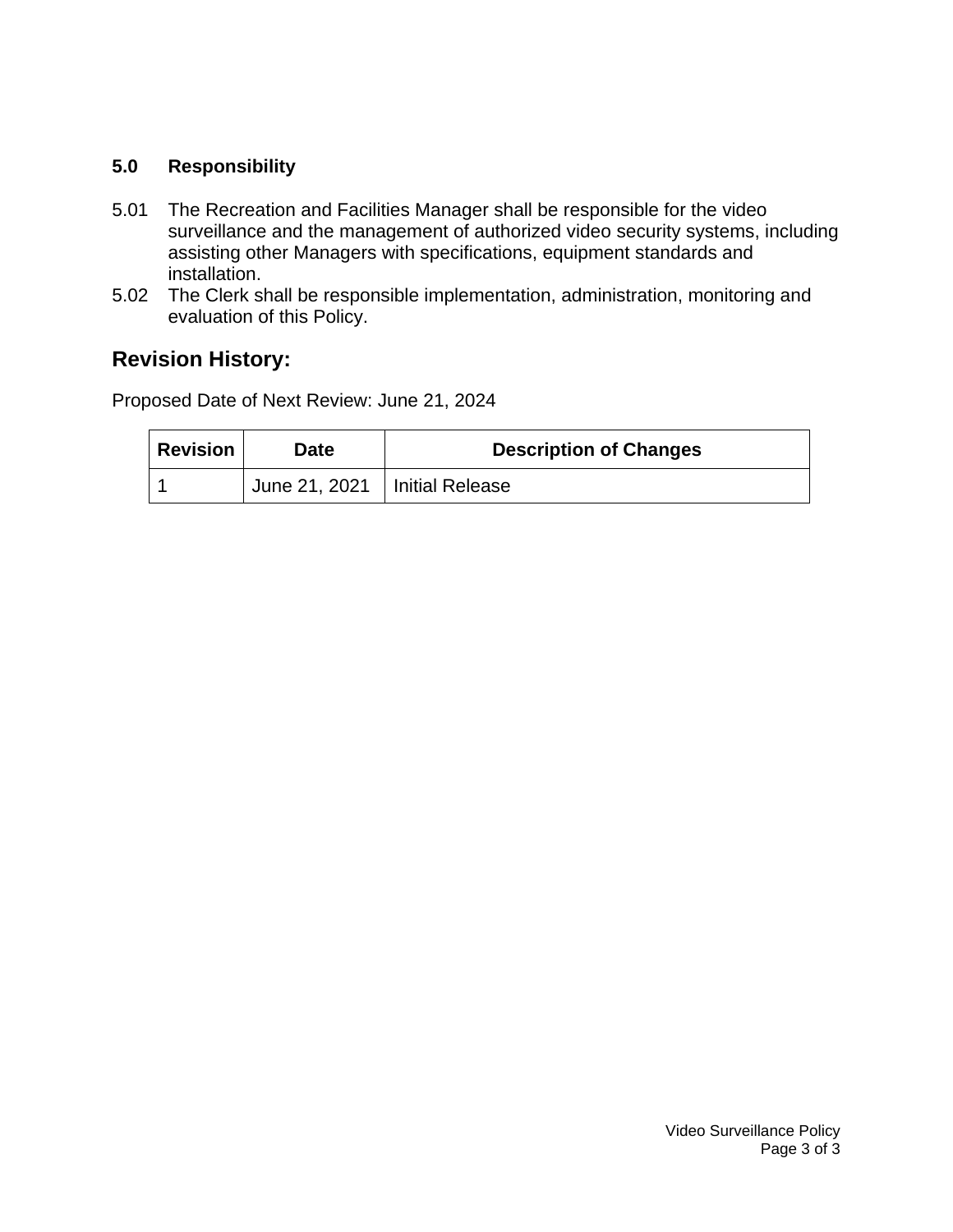### 5.0 Responsibility

5.01 The Recreation and Facilities Manager shall be responsible for the video surveillance and the management of authorized video security systems, including assisting other Managers with specifications, equipment standards and installation.

5.02 The Clerk shall be responsible implementation, administration, monitoring and evaluation of this Policy.

## Revision History:

Proposed Date of Next Review: June 21, 2024

| Revision | Date | Description of Changes |
|---|---|---|
| 1 | June 21, 2021 | Initial Release |